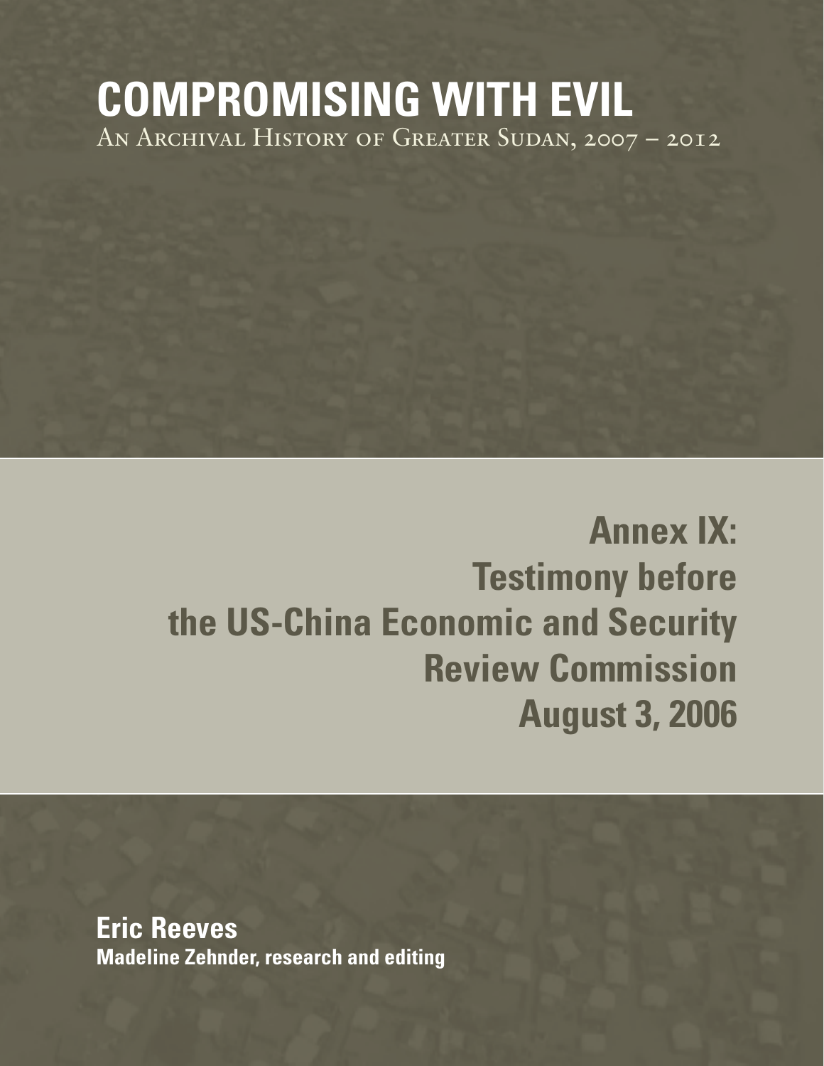# COMPROMISING WITH EVIL

An Archival History of Greater Sudan, 2007 – 2012

## Annex IX: Testimony before the US-China Economic and Security Review Commission August 3, 2006

**Eric Reeves**

**Madeline Zehnder, research and editing**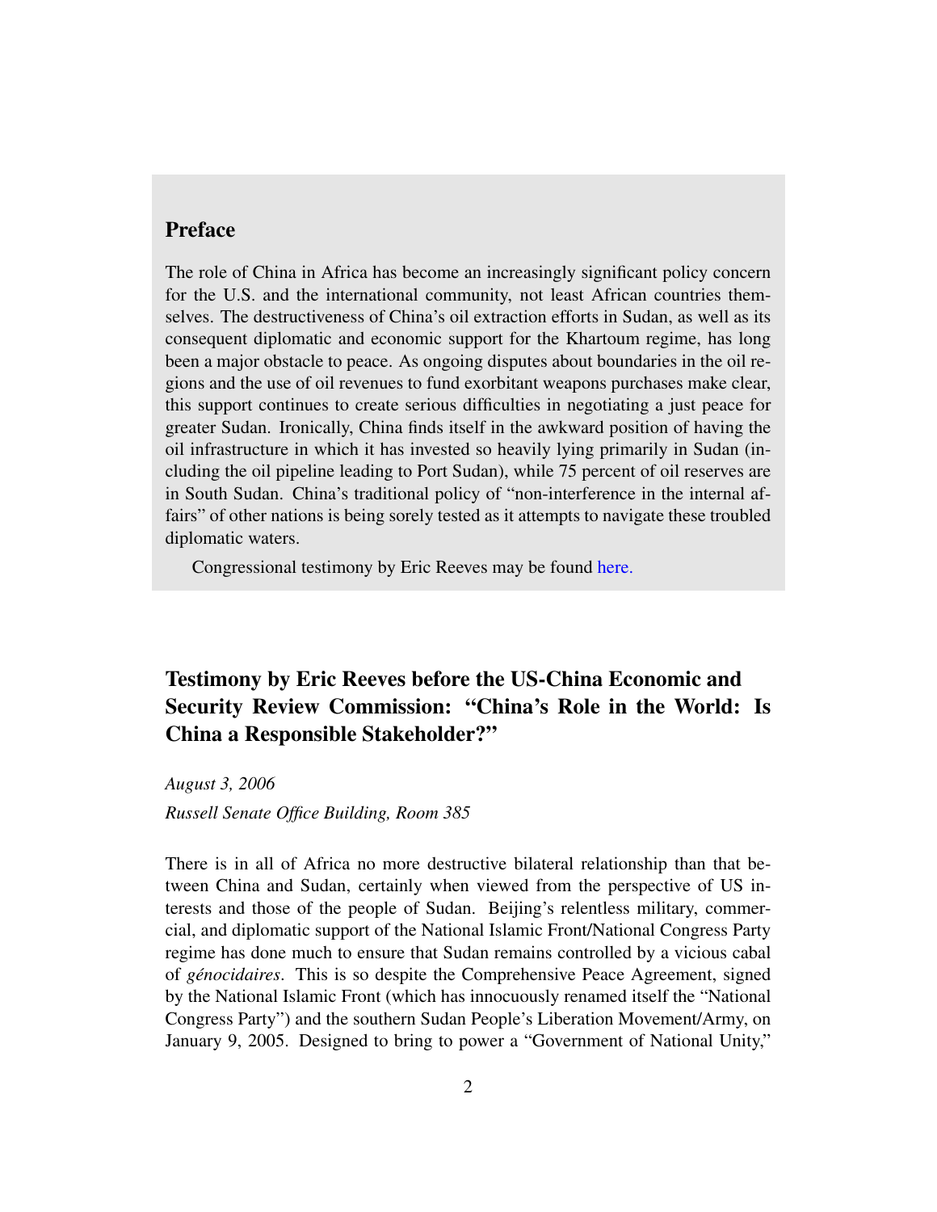## Preface

The role of China in Africa has become an increasingly significant policy concern for the U.S. and the international community, not least African countries themselves. The destructiveness of China's oil extraction efforts in Sudan, as well as its consequent diplomatic and economic support for the Khartoum regime, has long been a major obstacle to peace. As ongoing disputes about boundaries in the oil regions and the use of oil revenues to fund exorbitant weapons purchases make clear, this support continues to create serious difficulties in negotiating a just peace for greater Sudan. Ironically, China finds itself in the awkward position of having the oil infrastructure in which it has invested so heavily lying primarily in Sudan (including the oil pipeline leading to Port Sudan), while 75 percent of oil reserves are in South Sudan. China's traditional policy of "non-interference in the internal affairs" of other nations is being sorely tested as it attempts to navigate these troubled diplomatic waters.

Congressional testimony by Eric Reeves may be found here.

## Testimony by Eric Reeves before the US-China Economic and Security Review Commission: "China's Role in the World: Is China a Responsible Stakeholder?"

*August 3, 2006*

*Russell Senate Office Building, Room 385*

There is in all of Africa no more destructive bilateral relationship than that between China and Sudan, certainly when viewed from the perspective of US interests and those of the people of Sudan. Beijing's relentless military, commercial, and diplomatic support of the National Islamic Front/National Congress Party regime has done much to ensure that Sudan remains controlled by a vicious cabal of *génocidaires*. This is so despite the Comprehensive Peace Agreement, signed by the National Islamic Front (which has innocuously renamed itself the "National Congress Party") and the southern Sudan People's Liberation Movement/Army, on January 9, 2005. Designed to bring to power a "Government of National Unity,"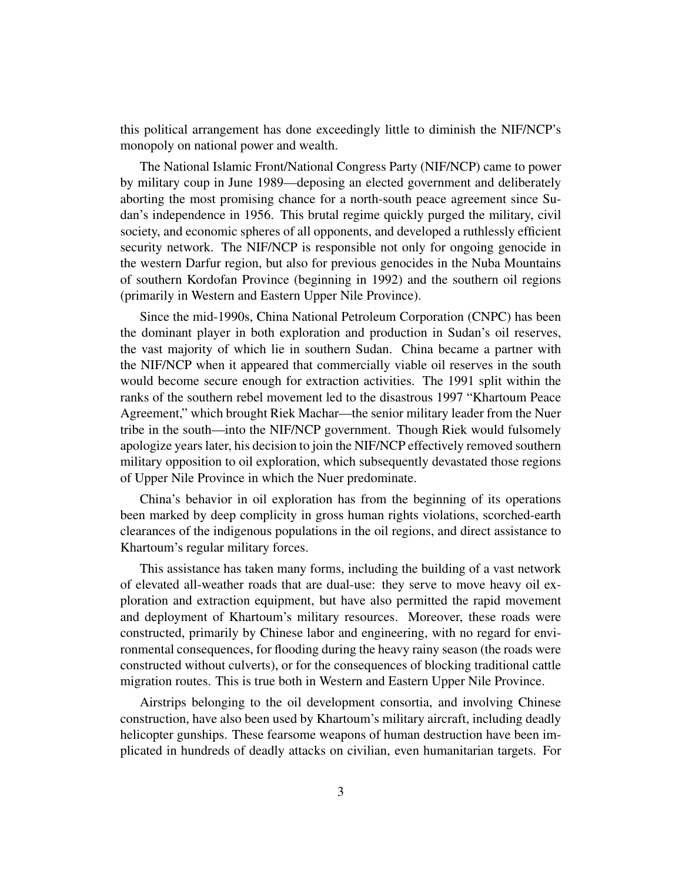this political arrangement has done exceedingly little to diminish the NIF/NCP's monopoly on national power and wealth.

The National Islamic Front/National Congress Party (NIF/NCP) came to power by military coup in June 1989—deposing an elected government and deliberately aborting the most promising chance for a north-south peace agreement since Sudan's independence in 1956. This brutal regime quickly purged the military, civil society, and economic spheres of all opponents, and developed a ruthlessly efficient security network. The NIF/NCP is responsible not only for ongoing genocide in the western Darfur region, but also for previous genocides in the Nuba Mountains of southern Kordofan Province (beginning in 1992) and the southern oil regions (primarily in Western and Eastern Upper Nile Province).

Since the mid-1990s, China National Petroleum Corporation (CNPC) has been the dominant player in both exploration and production in Sudan's oil reserves, the vast majority of which lie in southern Sudan. China became a partner with the NIF/NCP when it appeared that commercially viable oil reserves in the south would become secure enough for extraction activities. The 1991 split within the ranks of the southern rebel movement led to the disastrous 1997 "Khartoum Peace Agreement," which brought Riek Machar—the senior military leader from the Nuer tribe in the south—into the NIF/NCP government. Though Riek would fulsomely apologize years later, his decision to join the NIF/NCP effectively removed southern military opposition to oil exploration, which subsequently devastated those regions of Upper Nile Province in which the Nuer predominate.

China's behavior in oil exploration has from the beginning of its operations been marked by deep complicity in gross human rights violations, scorched-earth clearances of the indigenous populations in the oil regions, and direct assistance to Khartoum's regular military forces.

This assistance has taken many forms, including the building of a vast network of elevated all-weather roads that are dual-use: they serve to move heavy oil exploration and extraction equipment, but have also permitted the rapid movement and deployment of Khartoum's military resources. Moreover, these roads were constructed, primarily by Chinese labor and engineering, with no regard for environmental consequences, for flooding during the heavy rainy season (the roads were constructed without culverts), or for the consequences of blocking traditional cattle migration routes. This is true both in Western and Eastern Upper Nile Province.

Airstrips belonging to the oil development consortia, and involving Chinese construction, have also been used by Khartoum's military aircraft, including deadly helicopter gunships. These fearsome weapons of human destruction have been implicated in hundreds of deadly attacks on civilian, even humanitarian targets. For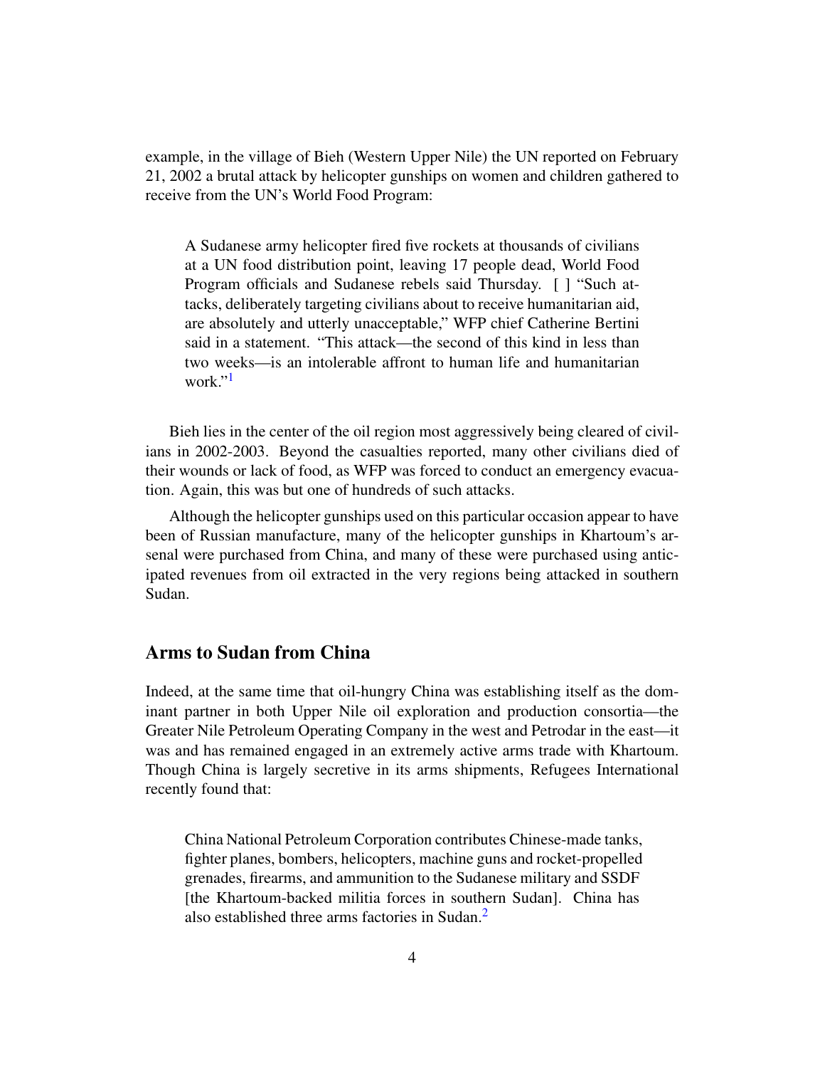example, in the village of Bieh (Western Upper Nile) the UN reported on February 21, 2002 a brutal attack by helicopter gunships on women and children gathered to receive from the UN's World Food Program:

> A Sudanese army helicopter fired five rockets at thousands of civilians at a UN food distribution point, leaving 17 people dead, World Food Program officials and Sudanese rebels said Thursday. [ ] "Such attacks, deliberately targeting civilians about to receive humanitarian aid, are absolutely and utterly unacceptable," WFP chief Catherine Bertini said in a statement. "This attack—the second of this kind in less than two weeks—is an intolerable affront to human life and humanitarian work."[1]

Bieh lies in the center of the oil region most aggressively being cleared of civilians in 2002-2003. Beyond the casualties reported, many other civilians died of their wounds or lack of food, as WFP was forced to conduct an emergency evacuation. Again, this was but one of hundreds of such attacks.

Although the helicopter gunships used on this particular occasion appear to have been of Russian manufacture, many of the helicopter gunships in Khartoum's arsenal were purchased from China, and many of these were purchased using anticipated revenues from oil extracted in the very regions being attacked in southern Sudan.

## Arms to Sudan from China

Indeed, at the same time that oil-hungry China was establishing itself as the dominant partner in both Upper Nile oil exploration and production consortia—the Greater Nile Petroleum Operating Company in the west and Petrodar in the east—it was and has remained engaged in an extremely active arms trade with Khartoum. Though China is largely secretive in its arms shipments, Refugees International recently found that:

> China National Petroleum Corporation contributes Chinese-made tanks, fighter planes, bombers, helicopters, machine guns and rocket-propelled grenades, firearms, and ammunition to the Sudanese military and SSDF [the Khartoum-backed militia forces in southern Sudan]. China has also established three arms factories in Sudan.[2]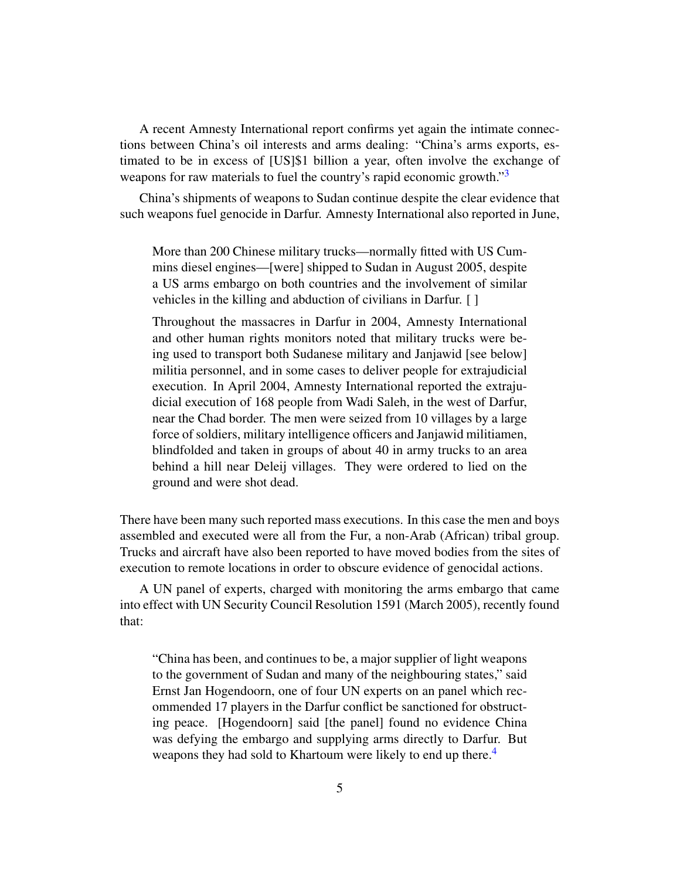A recent Amnesty International report confirms yet again the intimate connections between China's oil interests and arms dealing: "China's arms exports, estimated to be in excess of [US]$1 billion a year, often involve the exchange of weapons for raw materials to fuel the country's rapid economic growth."[3]

China's shipments of weapons to Sudan continue despite the clear evidence that such weapons fuel genocide in Darfur. Amnesty International also reported in June,

> More than 200 Chinese military trucks—normally fitted with US Cummins diesel engines—[were] shipped to Sudan in August 2005, despite a US arms embargo on both countries and the involvement of similar vehicles in the killing and abduction of civilians in Darfur. [ ]
>
> Throughout the massacres in Darfur in 2004, Amnesty International and other human rights monitors noted that military trucks were being used to transport both Sudanese military and Janjawid [see below] militia personnel, and in some cases to deliver people for extrajudicial execution. In April 2004, Amnesty International reported the extrajudicial execution of 168 people from Wadi Saleh, in the west of Darfur, near the Chad border. The men were seized from 10 villages by a large force of soldiers, military intelligence officers and Janjawid militiamen, blindfolded and taken in groups of about 40 in army trucks to an area behind a hill near Deleij villages. They were ordered to lied on the ground and were shot dead.

There have been many such reported mass executions. In this case the men and boys assembled and executed were all from the Fur, a non-Arab (African) tribal group. Trucks and aircraft have also been reported to have moved bodies from the sites of execution to remote locations in order to obscure evidence of genocidal actions.

A UN panel of experts, charged with monitoring the arms embargo that came into effect with UN Security Council Resolution 1591 (March 2005), recently found that:

> "China has been, and continues to be, a major supplier of light weapons to the government of Sudan and many of the neighbouring states," said Ernst Jan Hogendoorn, one of four UN experts on an panel which recommended 17 players in the Darfur conflict be sanctioned for obstructing peace. [Hogendoorn] said [the panel] found no evidence China was defying the embargo and supplying arms directly to Darfur. But weapons they had sold to Khartoum were likely to end up there.[4]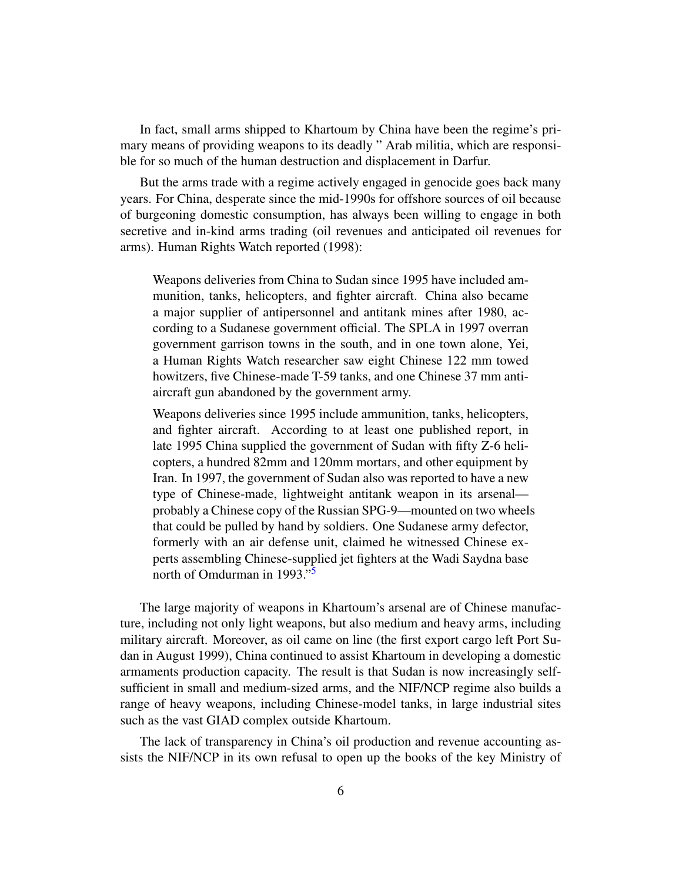In fact, small arms shipped to Khartoum by China have been the regime's primary means of providing weapons to its deadly " Arab militia, which are responsible for so much of the human destruction and displacement in Darfur.

But the arms trade with a regime actively engaged in genocide goes back many years. For China, desperate since the mid-1990s for offshore sources of oil because of burgeoning domestic consumption, has always been willing to engage in both secretive and in-kind arms trading (oil revenues and anticipated oil revenues for arms). Human Rights Watch reported (1998):

> Weapons deliveries from China to Sudan since 1995 have included ammunition, tanks, helicopters, and fighter aircraft. China also became a major supplier of antipersonnel and antitank mines after 1980, according to a Sudanese government official. The SPLA in 1997 overran government garrison towns in the south, and in one town alone, Yei, a Human Rights Watch researcher saw eight Chinese 122 mm towed howitzers, five Chinese-made T-59 tanks, and one Chinese 37 mm anti-aircraft gun abandoned by the government army.
>
> Weapons deliveries since 1995 include ammunition, tanks, helicopters, and fighter aircraft. According to at least one published report, in late 1995 China supplied the government of Sudan with fifty Z-6 helicopters, a hundred 82mm and 120mm mortars, and other equipment by Iran. In 1997, the government of Sudan also was reported to have a new type of Chinese-made, lightweight antitank weapon in its arsenal—probably a Chinese copy of the Russian SPG-9—mounted on two wheels that could be pulled by hand by soldiers. One Sudanese army defector, formerly with an air defense unit, claimed he witnessed Chinese experts assembling Chinese-supplied jet fighters at the Wadi Saydna base north of Omdurman in 1993."[5]

The large majority of weapons in Khartoum's arsenal are of Chinese manufacture, including not only light weapons, but also medium and heavy arms, including military aircraft. Moreover, as oil came on line (the first export cargo left Port Sudan in August 1999), China continued to assist Khartoum in developing a domestic armaments production capacity. The result is that Sudan is now increasingly self-sufficient in small and medium-sized arms, and the NIF/NCP regime also builds a range of heavy weapons, including Chinese-model tanks, in large industrial sites such as the vast GIAD complex outside Khartoum.

The lack of transparency in China's oil production and revenue accounting assists the NIF/NCP in its own refusal to open up the books of the key Ministry of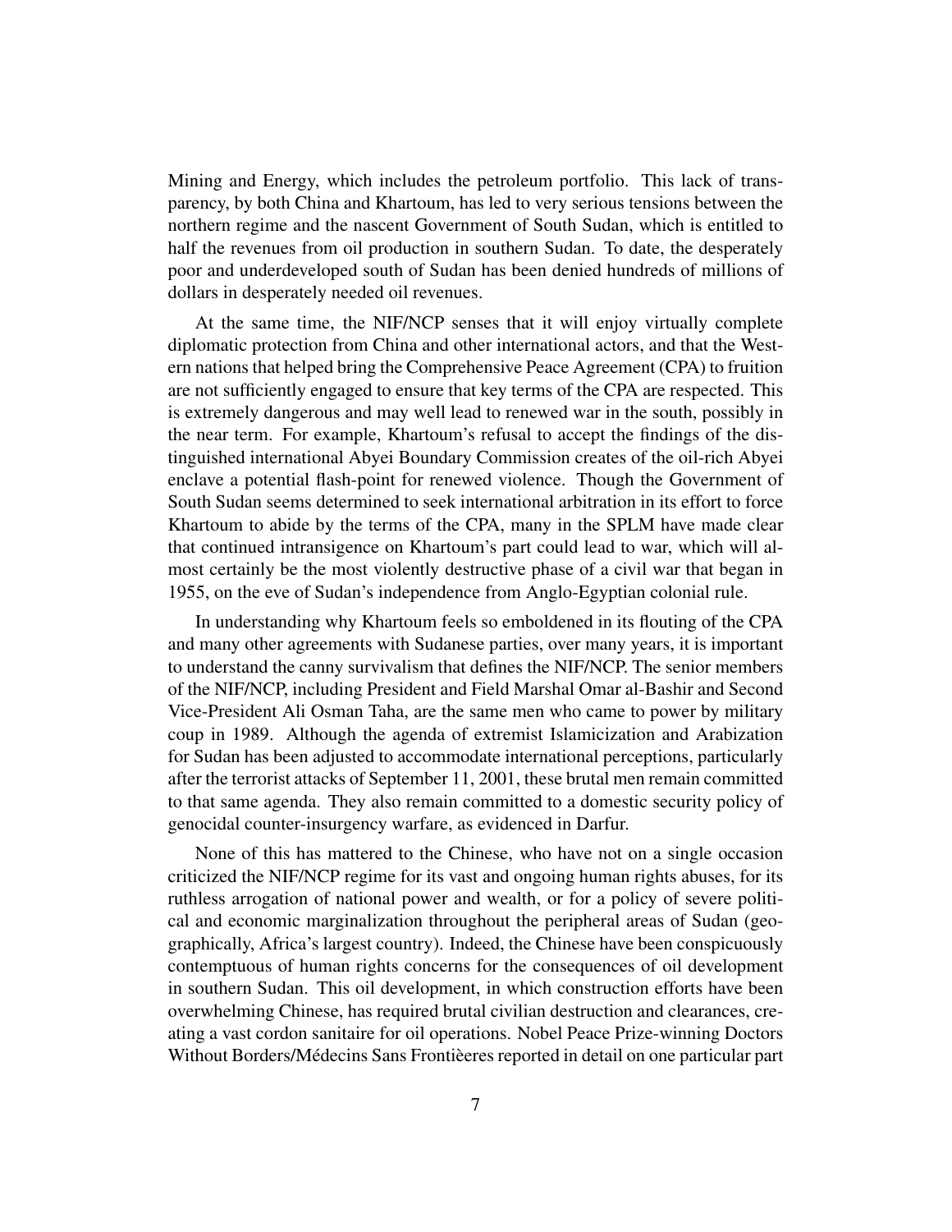Mining and Energy, which includes the petroleum portfolio. This lack of transparency, by both China and Khartoum, has led to very serious tensions between the northern regime and the nascent Government of South Sudan, which is entitled to half the revenues from oil production in southern Sudan. To date, the desperately poor and underdeveloped south of Sudan has been denied hundreds of millions of dollars in desperately needed oil revenues.

At the same time, the NIF/NCP senses that it will enjoy virtually complete diplomatic protection from China and other international actors, and that the Western nations that helped bring the Comprehensive Peace Agreement (CPA) to fruition are not sufficiently engaged to ensure that key terms of the CPA are respected. This is extremely dangerous and may well lead to renewed war in the south, possibly in the near term. For example, Khartoum's refusal to accept the findings of the distinguished international Abyei Boundary Commission creates of the oil-rich Abyei enclave a potential flash-point for renewed violence. Though the Government of South Sudan seems determined to seek international arbitration in its effort to force Khartoum to abide by the terms of the CPA, many in the SPLM have made clear that continued intransigence on Khartoum's part could lead to war, which will almost certainly be the most violently destructive phase of a civil war that began in 1955, on the eve of Sudan's independence from Anglo-Egyptian colonial rule.

In understanding why Khartoum feels so emboldened in its flouting of the CPA and many other agreements with Sudanese parties, over many years, it is important to understand the canny survivalism that defines the NIF/NCP. The senior members of the NIF/NCP, including President and Field Marshal Omar al-Bashir and Second Vice-President Ali Osman Taha, are the same men who came to power by military coup in 1989. Although the agenda of extremist Islamicization and Arabization for Sudan has been adjusted to accommodate international perceptions, particularly after the terrorist attacks of September 11, 2001, these brutal men remain committed to that same agenda. They also remain committed to a domestic security policy of genocidal counter-insurgency warfare, as evidenced in Darfur.

None of this has mattered to the Chinese, who have not on a single occasion criticized the NIF/NCP regime for its vast and ongoing human rights abuses, for its ruthless arrogation of national power and wealth, or for a policy of severe political and economic marginalization throughout the peripheral areas of Sudan (geographically, Africa's largest country). Indeed, the Chinese have been conspicuously contemptuous of human rights concerns for the consequences of oil development in southern Sudan. This oil development, in which construction efforts have been overwhelming Chinese, has required brutal civilian destruction and clearances, creating a vast cordon sanitaire for oil operations. Nobel Peace Prize-winning Doctors Without Borders/Médecins Sans Frontièeres reported in detail on one particular part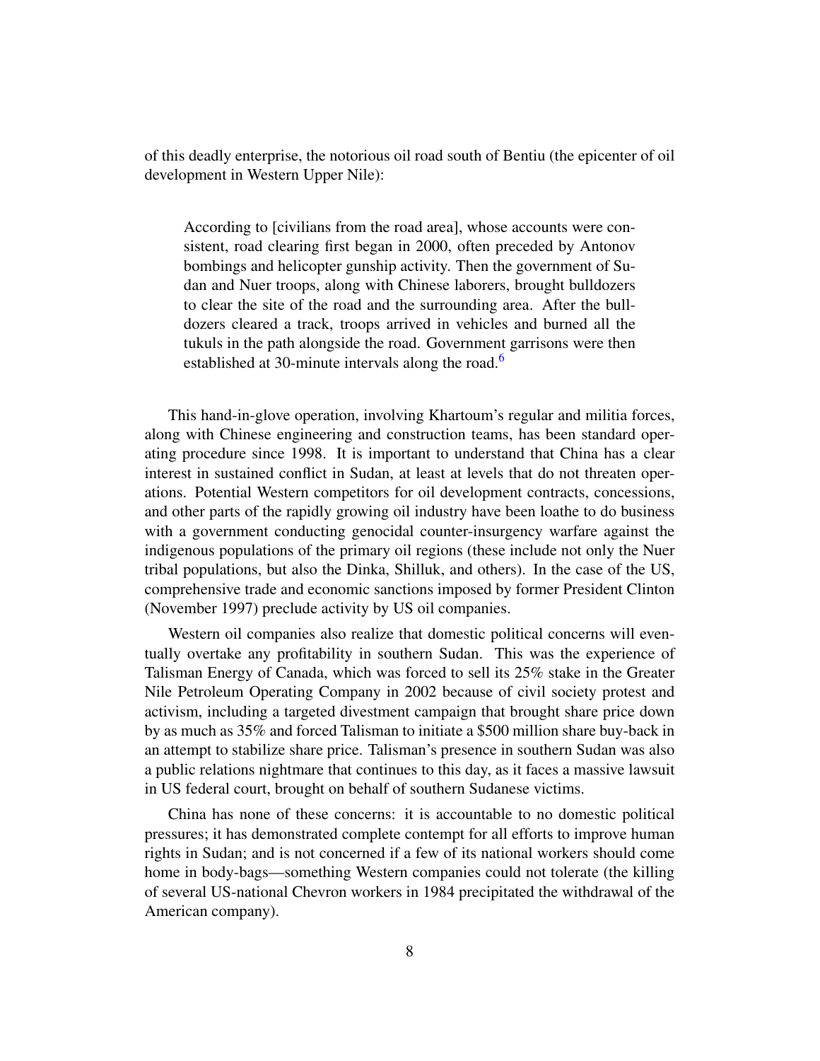of this deadly enterprise, the notorious oil road south of Bentiu (the epicenter of oil development in Western Upper Nile):

> According to [civilians from the road area], whose accounts were consistent, road clearing first began in 2000, often preceded by Antonov bombings and helicopter gunship activity. Then the government of Sudan and Nuer troops, along with Chinese laborers, brought bulldozers to clear the site of the road and the surrounding area. After the bulldozers cleared a track, troops arrived in vehicles and burned all the tukuls in the path alongside the road. Government garrisons were then established at 30-minute intervals along the road.[6]

This hand-in-glove operation, involving Khartoum's regular and militia forces, along with Chinese engineering and construction teams, has been standard operating procedure since 1998. It is important to understand that China has a clear interest in sustained conflict in Sudan, at least at levels that do not threaten operations. Potential Western competitors for oil development contracts, concessions, and other parts of the rapidly growing oil industry have been loathe to do business with a government conducting genocidal counter-insurgency warfare against the indigenous populations of the primary oil regions (these include not only the Nuer tribal populations, but also the Dinka, Shilluk, and others). In the case of the US, comprehensive trade and economic sanctions imposed by former President Clinton (November 1997) preclude activity by US oil companies.

Western oil companies also realize that domestic political concerns will eventually overtake any profitability in southern Sudan. This was the experience of Talisman Energy of Canada, which was forced to sell its 25% stake in the Greater Nile Petroleum Operating Company in 2002 because of civil society protest and activism, including a targeted divestment campaign that brought share price down by as much as 35% and forced Talisman to initiate a $500 million share buy-back in an attempt to stabilize share price. Talisman's presence in southern Sudan was also a public relations nightmare that continues to this day, as it faces a massive lawsuit in US federal court, brought on behalf of southern Sudanese victims.

China has none of these concerns: it is accountable to no domestic political pressures; it has demonstrated complete contempt for all efforts to improve human rights in Sudan; and is not concerned if a few of its national workers should come home in body-bags—something Western companies could not tolerate (the killing of several US-national Chevron workers in 1984 precipitated the withdrawal of the American company).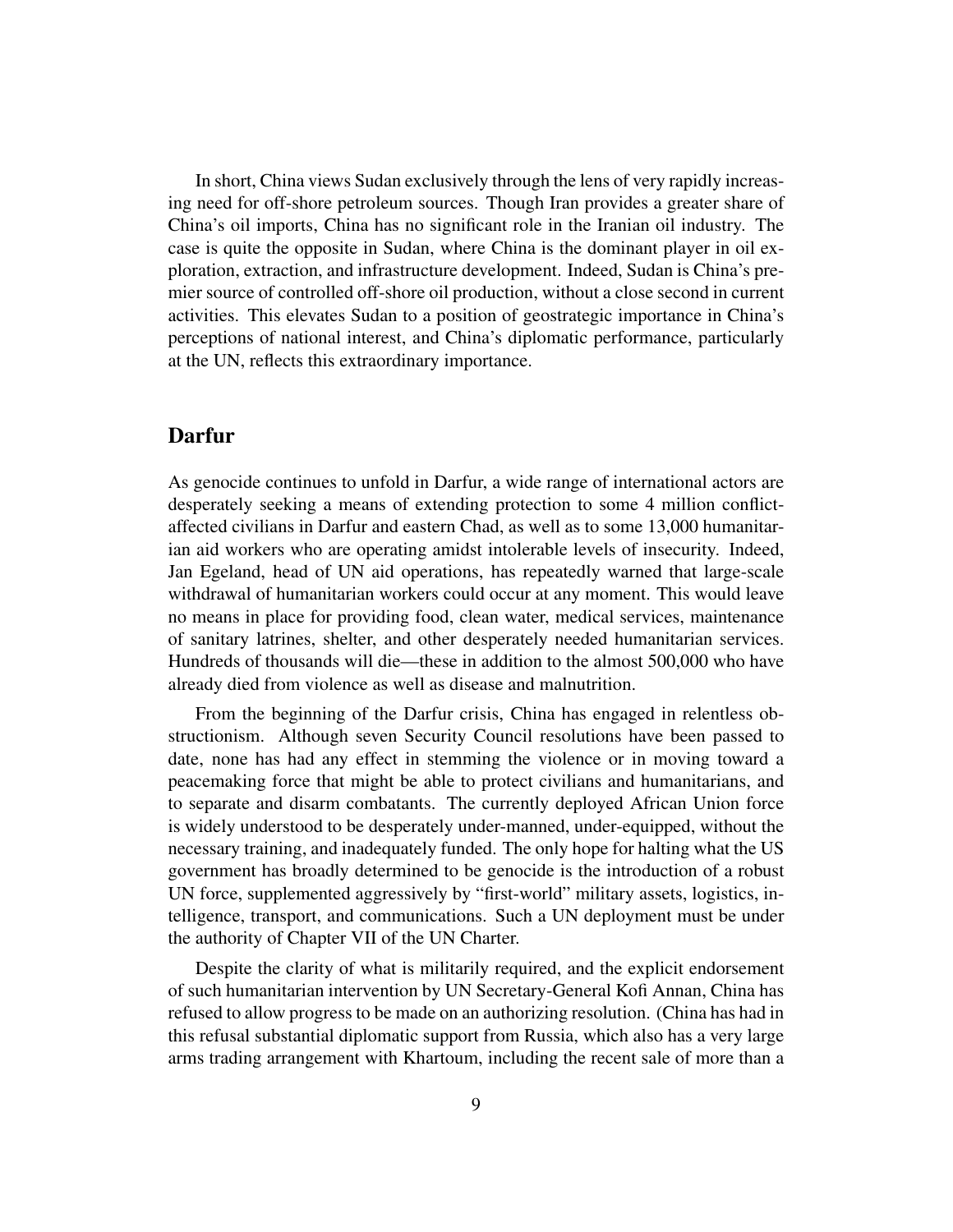In short, China views Sudan exclusively through the lens of very rapidly increasing need for off-shore petroleum sources. Though Iran provides a greater share of China's oil imports, China has no significant role in the Iranian oil industry. The case is quite the opposite in Sudan, where China is the dominant player in oil exploration, extraction, and infrastructure development. Indeed, Sudan is China's premier source of controlled off-shore oil production, without a close second in current activities. This elevates Sudan to a position of geostrategic importance in China's perceptions of national interest, and China's diplomatic performance, particularly at the UN, reflects this extraordinary importance.

## Darfur

As genocide continues to unfold in Darfur, a wide range of international actors are desperately seeking a means of extending protection to some 4 million conflict-affected civilians in Darfur and eastern Chad, as well as to some 13,000 humanitarian aid workers who are operating amidst intolerable levels of insecurity. Indeed, Jan Egeland, head of UN aid operations, has repeatedly warned that large-scale withdrawal of humanitarian workers could occur at any moment. This would leave no means in place for providing food, clean water, medical services, maintenance of sanitary latrines, shelter, and other desperately needed humanitarian services. Hundreds of thousands will die—these in addition to the almost 500,000 who have already died from violence as well as disease and malnutrition.

From the beginning of the Darfur crisis, China has engaged in relentless obstructionism. Although seven Security Council resolutions have been passed to date, none has had any effect in stemming the violence or in moving toward a peacemaking force that might be able to protect civilians and humanitarians, and to separate and disarm combatants. The currently deployed African Union force is widely understood to be desperately under-manned, under-equipped, without the necessary training, and inadequately funded. The only hope for halting what the US government has broadly determined to be genocide is the introduction of a robust UN force, supplemented aggressively by "first-world" military assets, logistics, intelligence, transport, and communications. Such a UN deployment must be under the authority of Chapter VII of the UN Charter.

Despite the clarity of what is militarily required, and the explicit endorsement of such humanitarian intervention by UN Secretary-General Kofi Annan, China has refused to allow progress to be made on an authorizing resolution. (China has had in this refusal substantial diplomatic support from Russia, which also has a very large arms trading arrangement with Khartoum, including the recent sale of more than a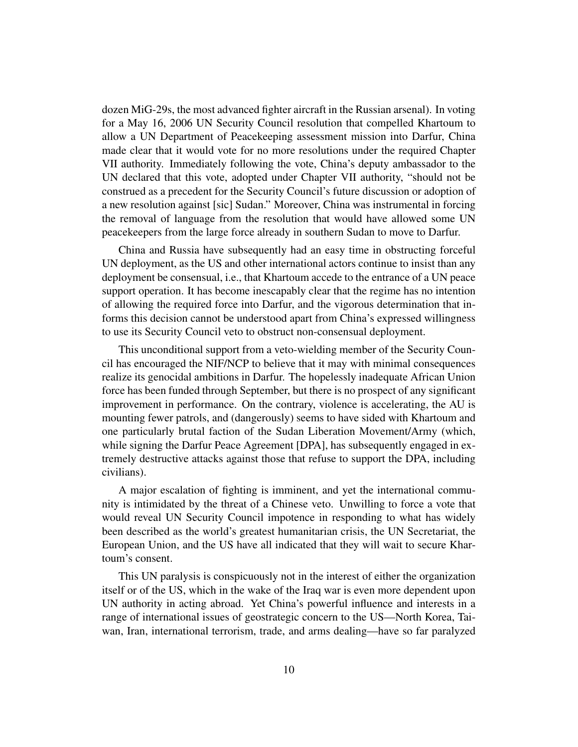dozen MiG-29s, the most advanced fighter aircraft in the Russian arsenal). In voting for a May 16, 2006 UN Security Council resolution that compelled Khartoum to allow a UN Department of Peacekeeping assessment mission into Darfur, China made clear that it would vote for no more resolutions under the required Chapter VII authority. Immediately following the vote, China's deputy ambassador to the UN declared that this vote, adopted under Chapter VII authority, "should not be construed as a precedent for the Security Council's future discussion or adoption of a new resolution against [sic] Sudan." Moreover, China was instrumental in forcing the removal of language from the resolution that would have allowed some UN peacekeepers from the large force already in southern Sudan to move to Darfur.

China and Russia have subsequently had an easy time in obstructing forceful UN deployment, as the US and other international actors continue to insist than any deployment be consensual, i.e., that Khartoum accede to the entrance of a UN peace support operation. It has become inescapably clear that the regime has no intention of allowing the required force into Darfur, and the vigorous determination that informs this decision cannot be understood apart from China's expressed willingness to use its Security Council veto to obstruct non-consensual deployment.

This unconditional support from a veto-wielding member of the Security Council has encouraged the NIF/NCP to believe that it may with minimal consequences realize its genocidal ambitions in Darfur. The hopelessly inadequate African Union force has been funded through September, but there is no prospect of any significant improvement in performance. On the contrary, violence is accelerating, the AU is mounting fewer patrols, and (dangerously) seems to have sided with Khartoum and one particularly brutal faction of the Sudan Liberation Movement/Army (which, while signing the Darfur Peace Agreement [DPA], has subsequently engaged in extremely destructive attacks against those that refuse to support the DPA, including civilians).

A major escalation of fighting is imminent, and yet the international community is intimidated by the threat of a Chinese veto. Unwilling to force a vote that would reveal UN Security Council impotence in responding to what has widely been described as the world's greatest humanitarian crisis, the UN Secretariat, the European Union, and the US have all indicated that they will wait to secure Khartoum's consent.

This UN paralysis is conspicuously not in the interest of either the organization itself or of the US, which in the wake of the Iraq war is even more dependent upon UN authority in acting abroad. Yet China's powerful influence and interests in a range of international issues of geostrategic concern to the US—North Korea, Taiwan, Iran, international terrorism, trade, and arms dealing—have so far paralyzed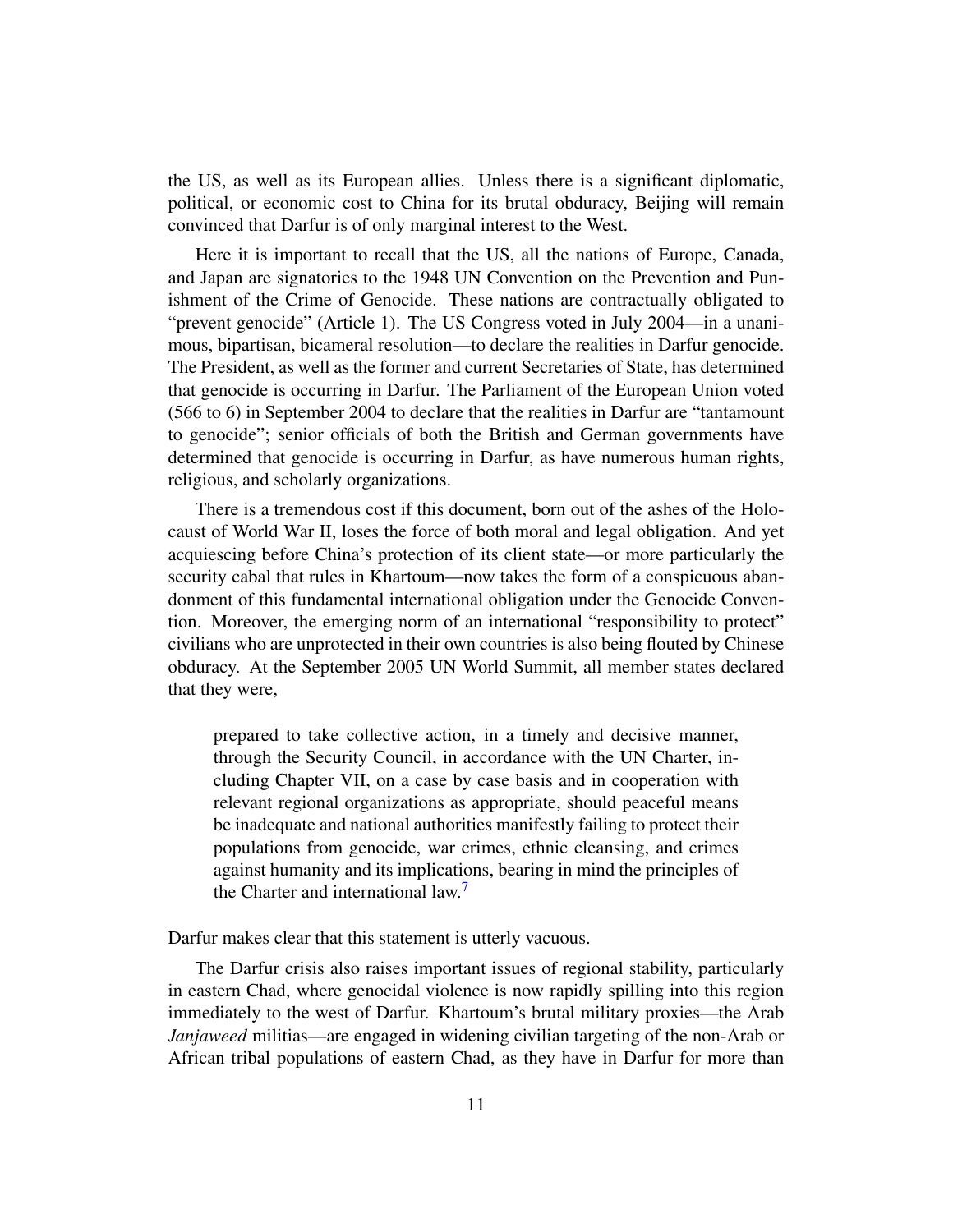the US, as well as its European allies. Unless there is a significant diplomatic, political, or economic cost to China for its brutal obduracy, Beijing will remain convinced that Darfur is of only marginal interest to the West.

Here it is important to recall that the US, all the nations of Europe, Canada, and Japan are signatories to the 1948 UN Convention on the Prevention and Punishment of the Crime of Genocide. These nations are contractually obligated to "prevent genocide" (Article 1). The US Congress voted in July 2004—in a unanimous, bipartisan, bicameral resolution—to declare the realities in Darfur genocide. The President, as well as the former and current Secretaries of State, has determined that genocide is occurring in Darfur. The Parliament of the European Union voted (566 to 6) in September 2004 to declare that the realities in Darfur are "tantamount to genocide"; senior officials of both the British and German governments have determined that genocide is occurring in Darfur, as have numerous human rights, religious, and scholarly organizations.

There is a tremendous cost if this document, born out of the ashes of the Holocaust of World War II, loses the force of both moral and legal obligation. And yet acquiescing before China's protection of its client state—or more particularly the security cabal that rules in Khartoum—now takes the form of a conspicuous abandonment of this fundamental international obligation under the Genocide Convention. Moreover, the emerging norm of an international "responsibility to protect" civilians who are unprotected in their own countries is also being flouted by Chinese obduracy. At the September 2005 UN World Summit, all member states declared that they were,

> prepared to take collective action, in a timely and decisive manner, through the Security Council, in accordance with the UN Charter, including Chapter VII, on a case by case basis and in cooperation with relevant regional organizations as appropriate, should peaceful means be inadequate and national authorities manifestly failing to protect their populations from genocide, war crimes, ethnic cleansing, and crimes against humanity and its implications, bearing in mind the principles of the Charter and international law.[7]

Darfur makes clear that this statement is utterly vacuous.

The Darfur crisis also raises important issues of regional stability, particularly in eastern Chad, where genocidal violence is now rapidly spilling into this region immediately to the west of Darfur. Khartoum's brutal military proxies—the Arab *Janjaweed* militias—are engaged in widening civilian targeting of the non-Arab or African tribal populations of eastern Chad, as they have in Darfur for more than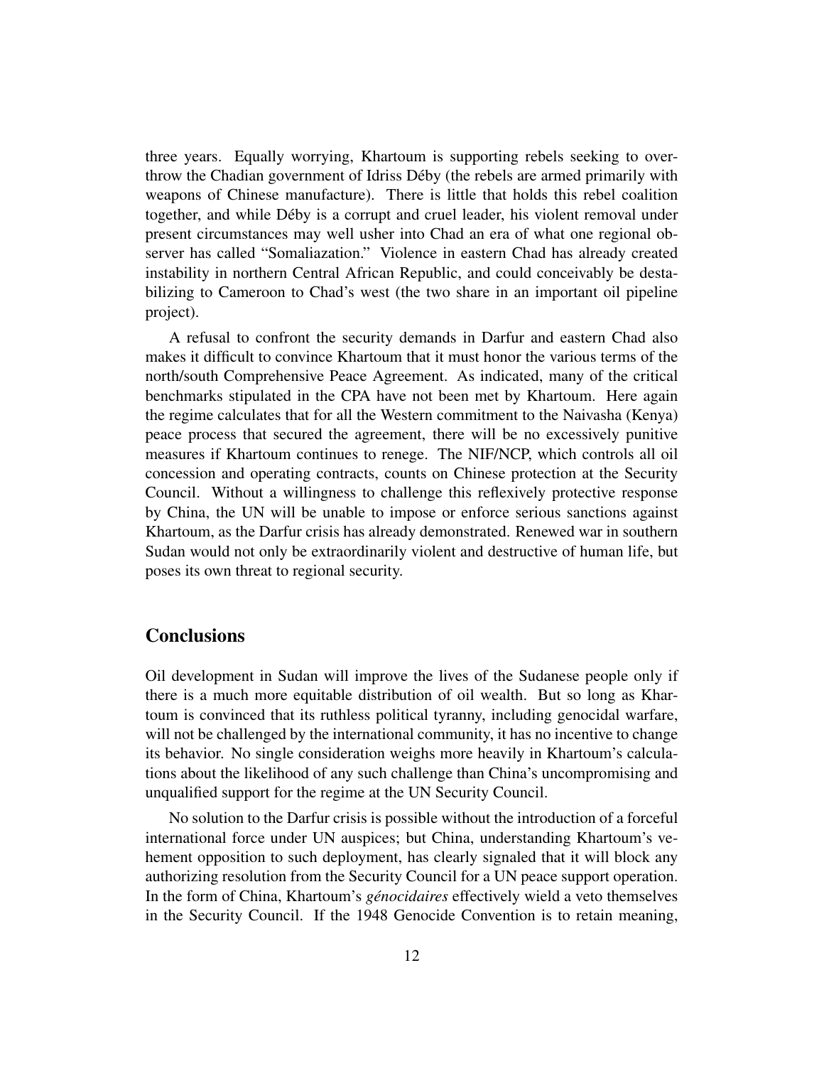three years. Equally worrying, Khartoum is supporting rebels seeking to overthrow the Chadian government of Idriss Déby (the rebels are armed primarily with weapons of Chinese manufacture). There is little that holds this rebel coalition together, and while Déby is a corrupt and cruel leader, his violent removal under present circumstances may well usher into Chad an era of what one regional observer has called "Somaliazation." Violence in eastern Chad has already created instability in northern Central African Republic, and could conceivably be destabilizing to Cameroon to Chad's west (the two share in an important oil pipeline project).

A refusal to confront the security demands in Darfur and eastern Chad also makes it difficult to convince Khartoum that it must honor the various terms of the north/south Comprehensive Peace Agreement. As indicated, many of the critical benchmarks stipulated in the CPA have not been met by Khartoum. Here again the regime calculates that for all the Western commitment to the Naivasha (Kenya) peace process that secured the agreement, there will be no excessively punitive measures if Khartoum continues to renege. The NIF/NCP, which controls all oil concession and operating contracts, counts on Chinese protection at the Security Council. Without a willingness to challenge this reflexively protective response by China, the UN will be unable to impose or enforce serious sanctions against Khartoum, as the Darfur crisis has already demonstrated. Renewed war in southern Sudan would not only be extraordinarily violent and destructive of human life, but poses its own threat to regional security.

## Conclusions

Oil development in Sudan will improve the lives of the Sudanese people only if there is a much more equitable distribution of oil wealth. But so long as Khartoum is convinced that its ruthless political tyranny, including genocidal warfare, will not be challenged by the international community, it has no incentive to change its behavior. No single consideration weighs more heavily in Khartoum's calculations about the likelihood of any such challenge than China's uncompromising and unqualified support for the regime at the UN Security Council.

No solution to the Darfur crisis is possible without the introduction of a forceful international force under UN auspices; but China, understanding Khartoum's vehement opposition to such deployment, has clearly signaled that it will block any authorizing resolution from the Security Council for a UN peace support operation. In the form of China, Khartoum's *génocidaires* effectively wield a veto themselves in the Security Council. If the 1948 Genocide Convention is to retain meaning,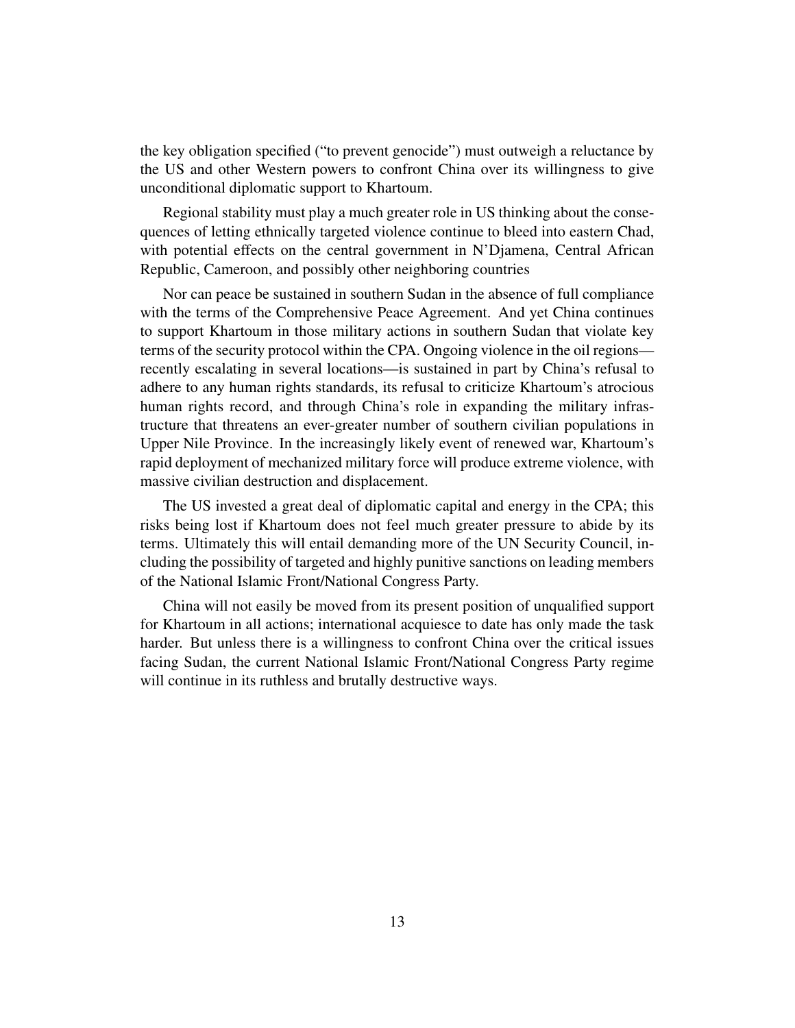the key obligation specified ("to prevent genocide") must outweigh a reluctance by the US and other Western powers to confront China over its willingness to give unconditional diplomatic support to Khartoum.

Regional stability must play a much greater role in US thinking about the consequences of letting ethnically targeted violence continue to bleed into eastern Chad, with potential effects on the central government in N'Djamena, Central African Republic, Cameroon, and possibly other neighboring countries

Nor can peace be sustained in southern Sudan in the absence of full compliance with the terms of the Comprehensive Peace Agreement. And yet China continues to support Khartoum in those military actions in southern Sudan that violate key terms of the security protocol within the CPA. Ongoing violence in the oil regions—recently escalating in several locations—is sustained in part by China's refusal to adhere to any human rights standards, its refusal to criticize Khartoum's atrocious human rights record, and through China's role in expanding the military infrastructure that threatens an ever-greater number of southern civilian populations in Upper Nile Province. In the increasingly likely event of renewed war, Khartoum's rapid deployment of mechanized military force will produce extreme violence, with massive civilian destruction and displacement.

The US invested a great deal of diplomatic capital and energy in the CPA; this risks being lost if Khartoum does not feel much greater pressure to abide by its terms. Ultimately this will entail demanding more of the UN Security Council, including the possibility of targeted and highly punitive sanctions on leading members of the National Islamic Front/National Congress Party.

China will not easily be moved from its present position of unqualified support for Khartoum in all actions; international acquiesce to date has only made the task harder. But unless there is a willingness to confront China over the critical issues facing Sudan, the current National Islamic Front/National Congress Party regime will continue in its ruthless and brutally destructive ways.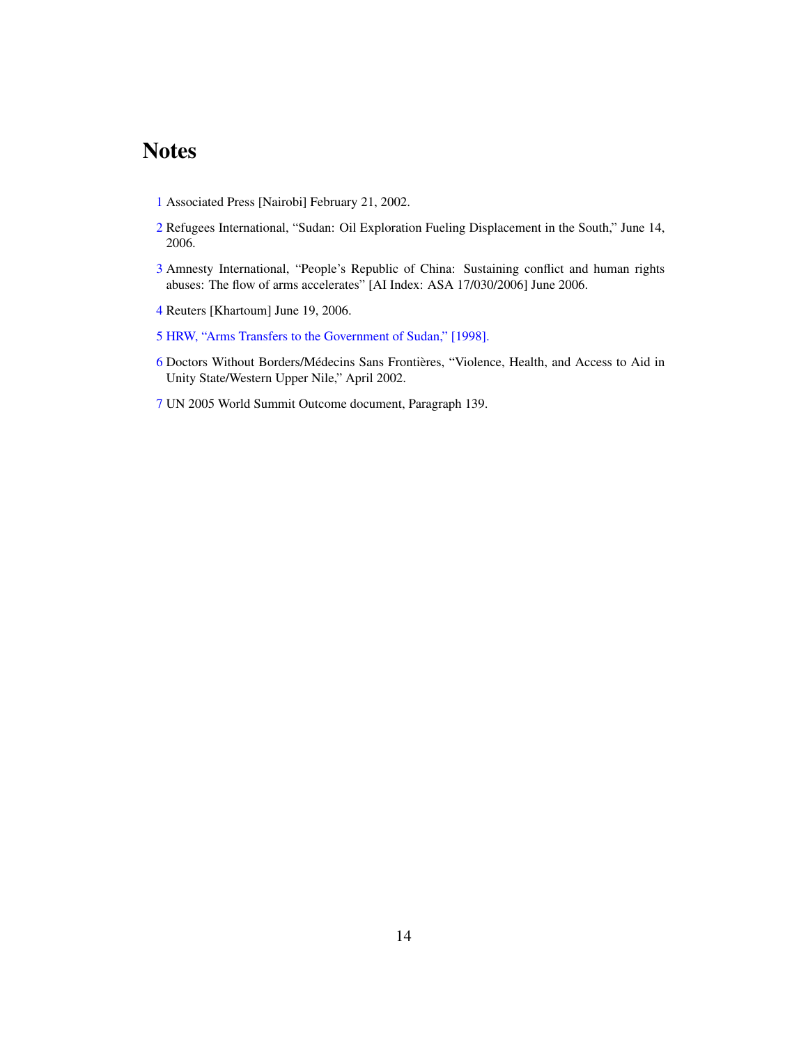# Notes

1 Associated Press [Nairobi] February 21, 2002.

2 Refugees International, "Sudan: Oil Exploration Fueling Displacement in the South," June 14, 2006.

3 Amnesty International, "People's Republic of China: Sustaining conflict and human rights abuses: The flow of arms accelerates" [AI Index: ASA 17/030/2006] June 2006.

4 Reuters [Khartoum] June 19, 2006.

5 HRW, "Arms Transfers to the Government of Sudan," [1998].

6 Doctors Without Borders/Médecins Sans Frontières, "Violence, Health, and Access to Aid in Unity State/Western Upper Nile," April 2002.

7 UN 2005 World Summit Outcome document, Paragraph 139.